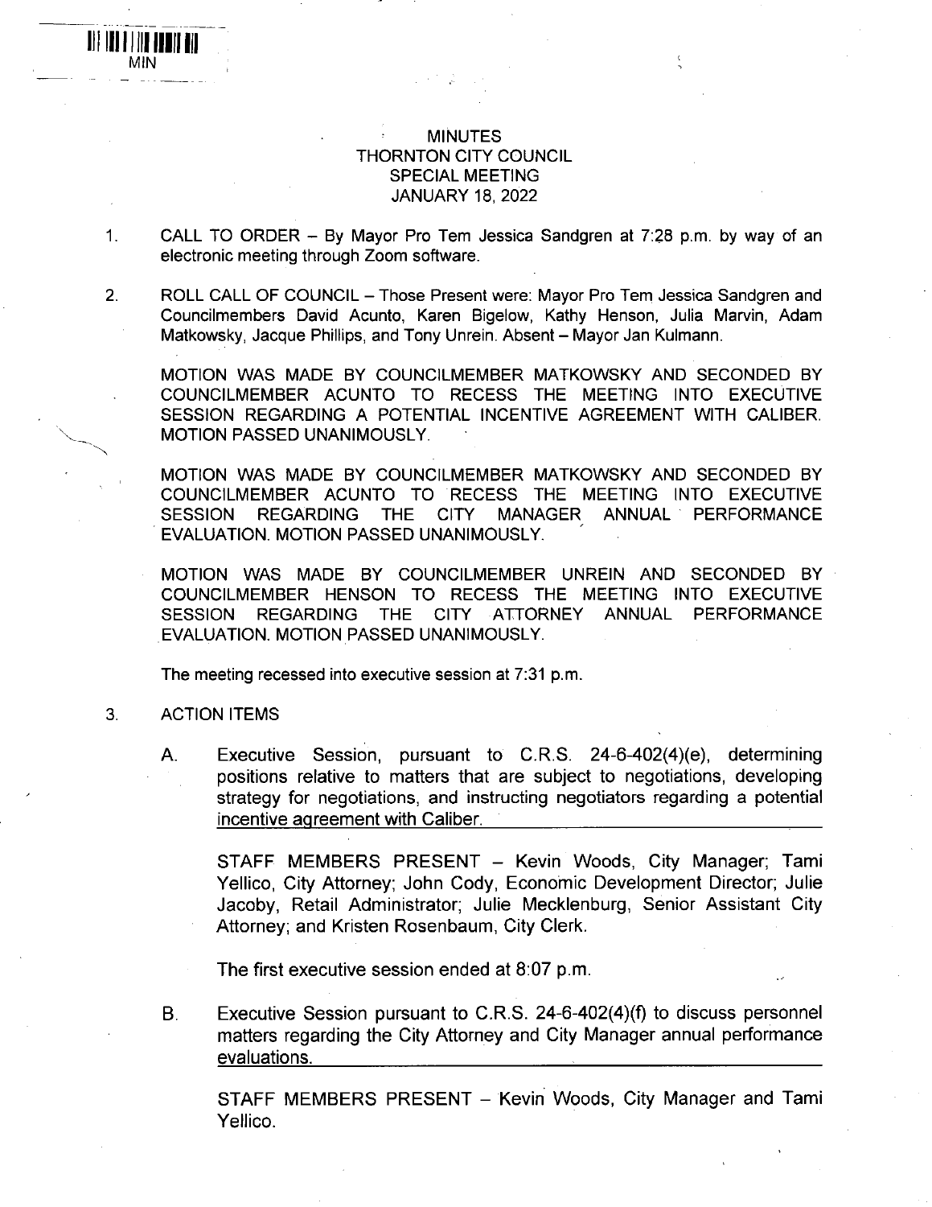MIN

# MINUTES
## THORNTON CITY COUNCIL
## SPECIAL MEETING
## JANUARY 18, 2022

1. CALL TO ORDER – By Mayor Pro Tem Jessica Sandgren at 7:28 p.m. by way of an electronic meeting through Zoom software.

2. ROLL CALL OF COUNCIL – Those Present were: Mayor Pro Tem Jessica Sandgren and Councilmembers David Acunto, Karen Bigelow, Kathy Henson, Julia Marvin, Adam Matkowsky, Jacque Phillips, and Tony Unrein. Absent – Mayor Jan Kulmann.

   MOTION WAS MADE BY COUNCILMEMBER MATKOWSKY AND SECONDED BY COUNCILMEMBER ACUNTO TO RECESS THE MEETING INTO EXECUTIVE SESSION REGARDING A POTENTIAL INCENTIVE AGREEMENT WITH CALIBER. MOTION PASSED UNANIMOUSLY.

   MOTION WAS MADE BY COUNCILMEMBER MATKOWSKY AND SECONDED BY COUNCILMEMBER ACUNTO TO RECESS THE MEETING INTO EXECUTIVE SESSION REGARDING THE CITY MANAGER ANNUAL PERFORMANCE EVALUATION. MOTION PASSED UNANIMOUSLY.

   MOTION WAS MADE BY COUNCILMEMBER UNREIN AND SECONDED BY COUNCILMEMBER HENSON TO RECESS THE MEETING INTO EXECUTIVE SESSION REGARDING THE CITY ATTORNEY ANNUAL PERFORMANCE EVALUATION. MOTION PASSED UNANIMOUSLY.

   The meeting recessed into executive session at 7:31 p.m.

3. ACTION ITEMS

   A. <u>Executive Session, pursuant to C.R.S. 24-6-402(4)(e), determining positions relative to matters that are subject to negotiations, developing strategy for negotiations, and instructing negotiators regarding a potential incentive agreement with Caliber.</u>

      STAFF MEMBERS PRESENT – Kevin Woods, City Manager; Tami Yellico, City Attorney; John Cody, Economic Development Director; Julie Jacoby, Retail Administrator; Julie Mecklenburg, Senior Assistant City Attorney; and Kristen Rosenbaum, City Clerk.

      The first executive session ended at 8:07 p.m.

   B. <u>Executive Session pursuant to C.R.S. 24-6-402(4)(f) to discuss personnel matters regarding the City Attorney and City Manager annual performance evaluations.</u>

      STAFF MEMBERS PRESENT – Kevin Woods, City Manager and Tami Yellico.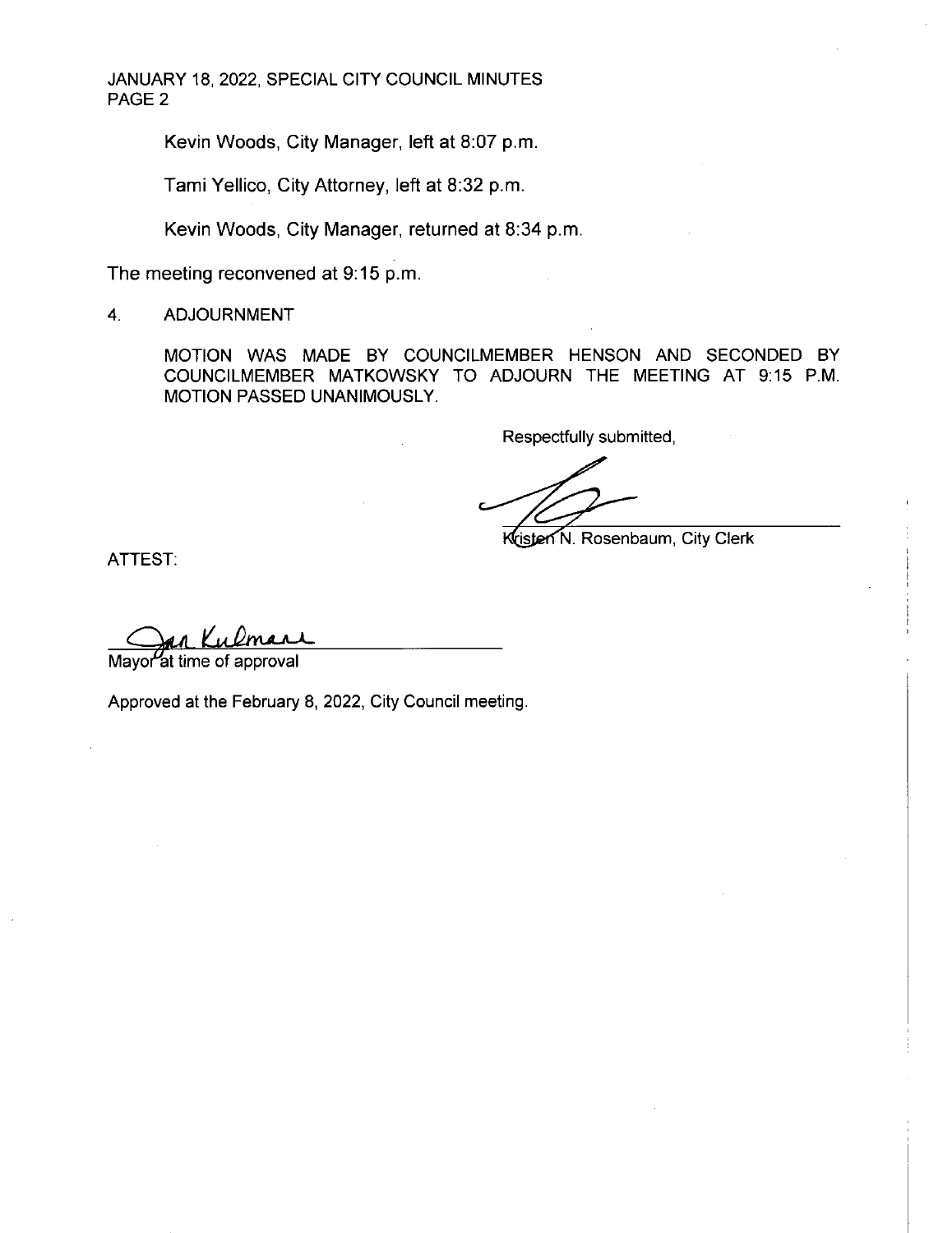Kevin Woods, City Manager, left at 8:07 p.m.

Tami Yellico, City Attorney, left at 8:32 p.m.

Kevin Woods, City Manager, returned at 8:34 p.m.

The meeting reconvened at 9:15 p.m.

4. ADJOURNMENT

MOTION WAS MADE BY COUNCILMEMBER HENSON AND SECONDED BY COUNCILMEMBER MATKOWSKY TO ADJOURN THE MEETING AT 9:15 P.M. MOTION PASSED UNANIMOUSLY.

Respectfully submitted,

Kristen N. Rosenbaum, City Clerk

ATTEST:

Jan Kulmann

Mayor at time of approval

Approved at the February 8, 2022, City Council meeting.